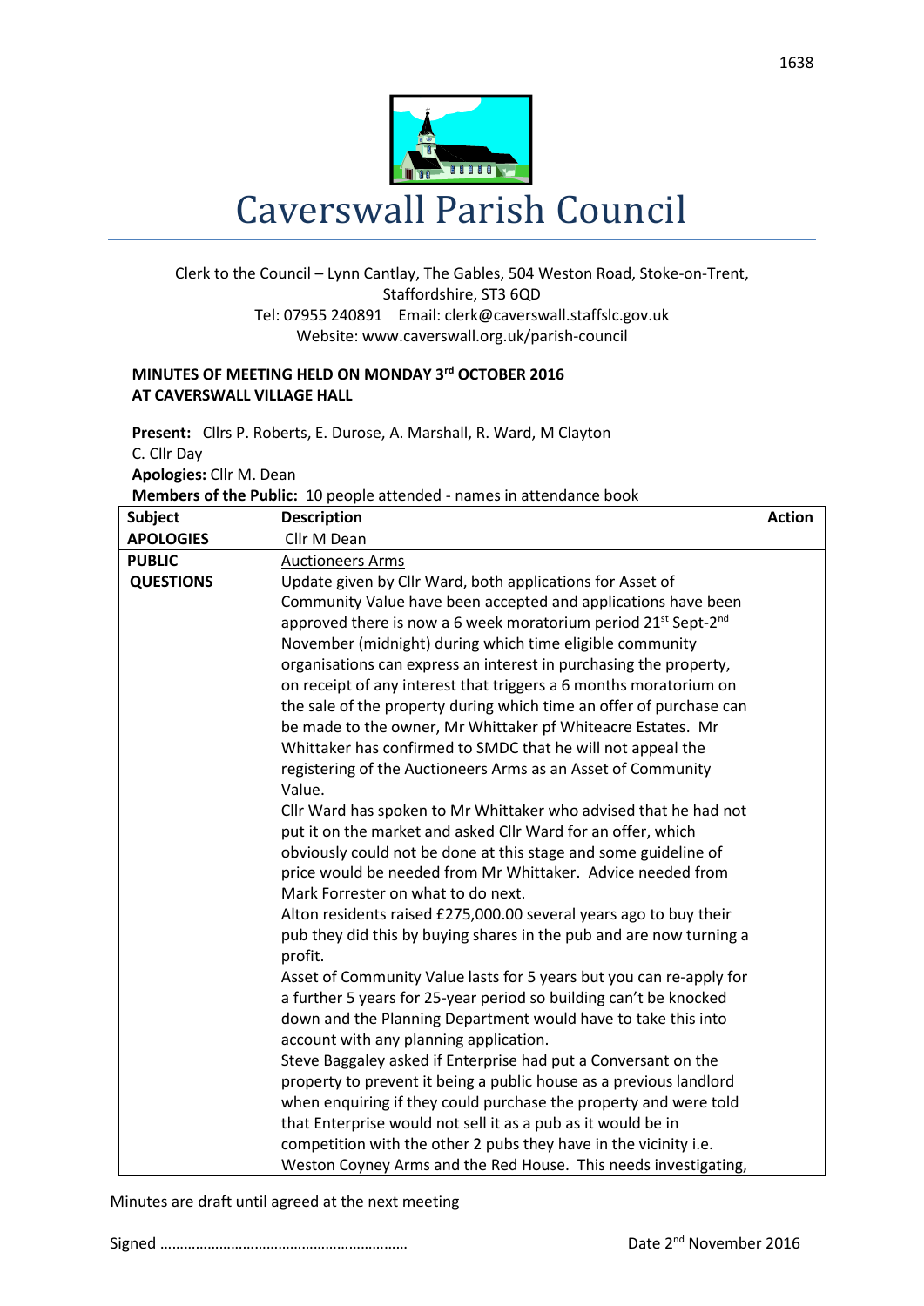# Caverswall Parish Council

Clerk to the Council – Lynn Cantlay, The Gables, 504 Weston Road, Stoke-on-Trent, Staffordshire, ST3 6QD
Tel: 07955 240891 Email: clerk@caverswall.staffslc.gov.uk
Website: www.caverswall.org.uk/parish-council

**MINUTES OF MEETING HELD ON MONDAY 3rd OCTOBER 2016**
**AT CAVERSWALL VILLAGE HALL**

**Present:** Cllrs P. Roberts, E. Durose, A. Marshall, R. Ward, M Clayton
C. Cllr Day
**Apologies:** Cllr M. Dean
**Members of the Public:** 10 people attended - names in attendance book

| Subject | Description | Action |
|---|---|---|
| **APOLOGIES** | Cllr M Dean | |
| **PUBLIC QUESTIONS** | Auctioneers Arms<br>Update given by Cllr Ward, both applications for Asset of Community Value have been accepted and applications have been approved there is now a 6 week moratorium period 21st Sept-2nd November (midnight) during which time eligible community organisations can express an interest in purchasing the property, on receipt of any interest that triggers a 6 months moratorium on the sale of the property during which time an offer of purchase can be made to the owner, Mr Whittaker pf Whiteacre Estates. Mr Whittaker has confirmed to SMDC that he will not appeal the registering of the Auctioneers Arms as an Asset of Community Value.<br>Cllr Ward has spoken to Mr Whittaker who advised that he had not put it on the market and asked Cllr Ward for an offer, which obviously could not be done at this stage and some guideline of price would be needed from Mr Whittaker. Advice needed from Mark Forrester on what to do next.<br>Alton residents raised £275,000.00 several years ago to buy their pub they did this by buying shares in the pub and are now turning a profit.<br>Asset of Community Value lasts for 5 years but you can re-apply for a further 5 years for 25-year period so building can't be knocked down and the Planning Department would have to take this into account with any planning application.<br>Steve Baggaley asked if Enterprise had put a Conversant on the property to prevent it being a public house as a previous landlord when enquiring if they could purchase the property and were told that Enterprise would not sell it as a pub as it would be in competition with the other 2 pubs they have in the vicinity i.e. Weston Coyney Arms and the Red House. This needs investigating, | |

Minutes are draft until agreed at the next meeting

Signed ……………………………………………………… Date 2nd November 2016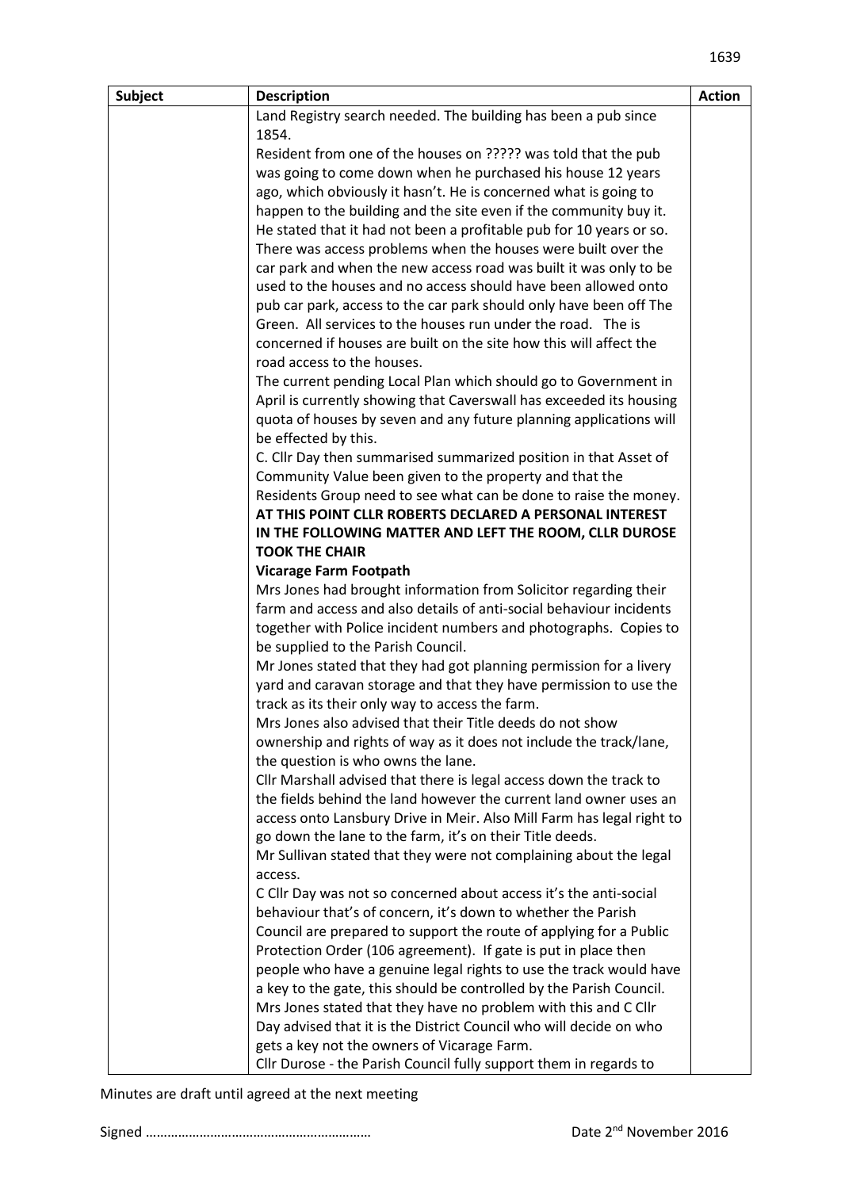| Subject | Description | Action |
|---|---|---|
| | Land Registry search needed. The building has been a pub since 1854.<br>Resident from one of the houses on ????? was told that the pub was going to come down when he purchased his house 12 years ago, which obviously it hasn't. He is concerned what is going to happen to the building and the site even if the community buy it. He stated that it had not been a profitable pub for 10 years or so. There was access problems when the houses were built over the car park and when the new access road was built it was only to be used to the houses and no access should have been allowed onto pub car park, access to the car park should only have been off The Green. All services to the houses run under the road. The is concerned if houses are built on the site how this will affect the road access to the houses.<br>The current pending Local Plan which should go to Government in April is currently showing that Caverswall has exceeded its housing quota of houses by seven and any future planning applications will be effected by this.<br>C. Cllr Day then summarised summarized position in that Asset of Community Value been given to the property and that the Residents Group need to see what can be done to raise the money.<br>**AT THIS POINT CLLR ROBERTS DECLARED A PERSONAL INTEREST IN THE FOLLOWING MATTER AND LEFT THE ROOM, CLLR DUROSE TOOK THE CHAIR**<br>**Vicarage Farm Footpath**<br>Mrs Jones had brought information from Solicitor regarding their farm and access and also details of anti-social behaviour incidents together with Police incident numbers and photographs. Copies to be supplied to the Parish Council.<br>Mr Jones stated that they had got planning permission for a livery yard and caravan storage and that they have permission to use the track as its their only way to access the farm.<br>Mrs Jones also advised that their Title deeds do not show ownership and rights of way as it does not include the track/lane, the question is who owns the lane.<br>Cllr Marshall advised that there is legal access down the track to the fields behind the land however the current land owner uses an access onto Lansbury Drive in Meir. Also Mill Farm has legal right to go down the lane to the farm, it's on their Title deeds.<br>Mr Sullivan stated that they were not complaining about the legal access.<br>C Cllr Day was not so concerned about access it's the anti-social behaviour that's of concern, it's down to whether the Parish Council are prepared to support the route of applying for a Public Protection Order (106 agreement). If gate is put in place then people who have a genuine legal rights to use the track would have a key to the gate, this should be controlled by the Parish Council.<br>Mrs Jones stated that they have no problem with this and C Cllr Day advised that it is the District Council who will decide on who gets a key not the owners of Vicarage Farm.<br>Cllr Durose - the Parish Council fully support them in regards to | |

Minutes are draft until agreed at the next meeting

Signed …………………………………………………… Date 2nd November 2016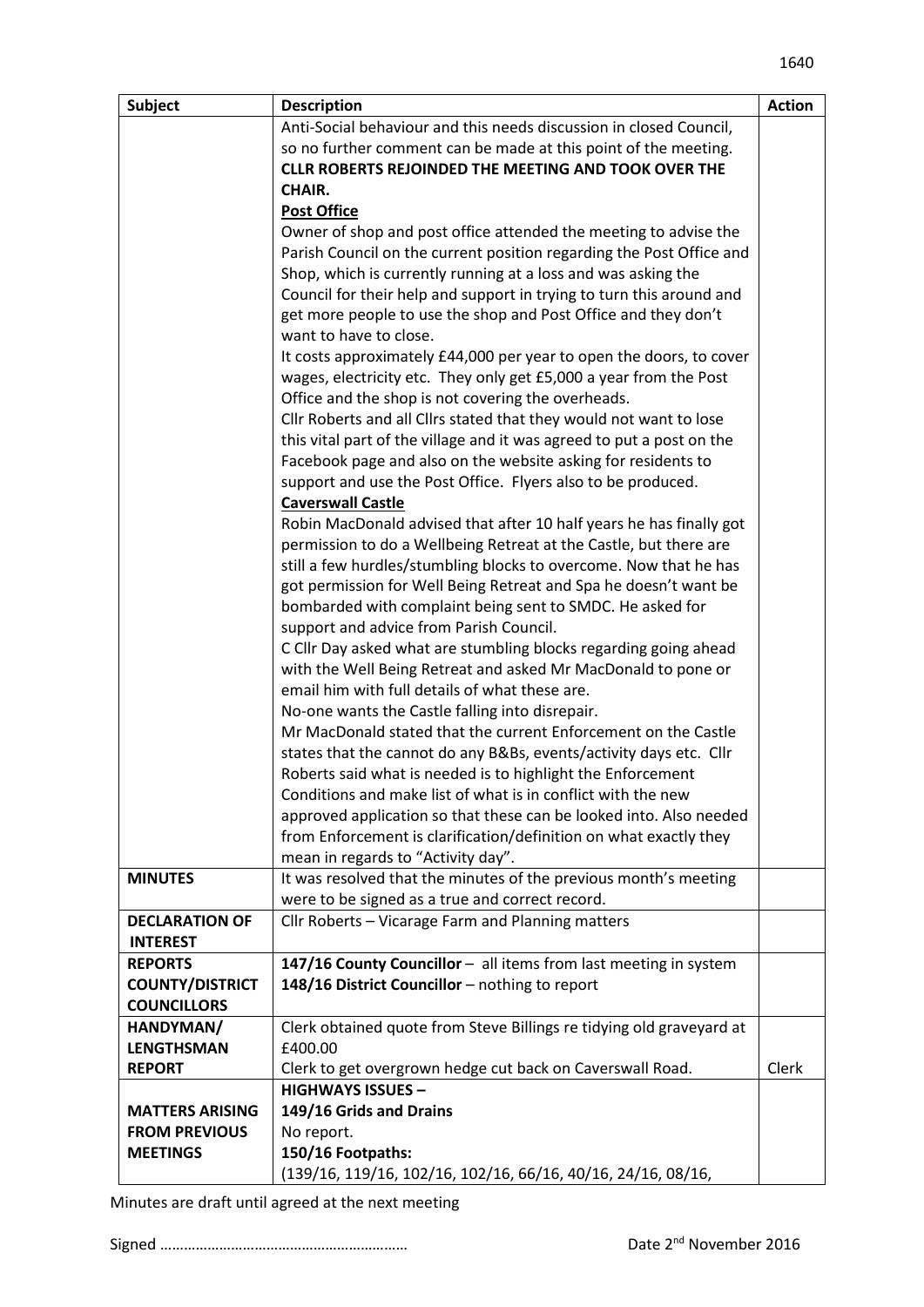| Subject | Description | Action |
|---|---|---|
| | Anti-Social behaviour and this needs discussion in closed Council, so no further comment can be made at this point of the meeting.<br>**CLLR ROBERTS REJOINDED THE MEETING AND TOOK OVER THE CHAIR.**<br>**Post Office**<br>Owner of shop and post office attended the meeting to advise the Parish Council on the current position regarding the Post Office and Shop, which is currently running at a loss and was asking the Council for their help and support in trying to turn this around and get more people to use the shop and Post Office and they don't want to have to close.<br>It costs approximately £44,000 per year to open the doors, to cover wages, electricity etc. They only get £5,000 a year from the Post Office and the shop is not covering the overheads.<br>Cllr Roberts and all Cllrs stated that they would not want to lose this vital part of the village and it was agreed to put a post on the Facebook page and also on the website asking for residents to support and use the Post Office. Flyers also to be produced.<br>**Caverswall Castle**<br>Robin MacDonald advised that after 10 half years he has finally got permission to do a Wellbeing Retreat at the Castle, but there are still a few hurdles/stumbling blocks to overcome. Now that he has got permission for Well Being Retreat and Spa he doesn't want be bombarded with complaint being sent to SMDC. He asked for support and advice from Parish Council.<br>C Cllr Day asked what are stumbling blocks regarding going ahead with the Well Being Retreat and asked Mr MacDonald to pone or email him with full details of what these are.<br>No-one wants the Castle falling into disrepair.<br>Mr MacDonald stated that the current Enforcement on the Castle states that the cannot do any B&Bs, events/activity days etc. Cllr Roberts said what is needed is to highlight the Enforcement Conditions and make list of what is in conflict with the new approved application so that these can be looked into. Also needed from Enforcement is clarification/definition on what exactly they mean in regards to "Activity day". | |
| **MINUTES** | It was resolved that the minutes of the previous month's meeting were to be signed as a true and correct record. | |
| **DECLARATION OF INTEREST** | Cllr Roberts – Vicarage Farm and Planning matters | |
| **REPORTS COUNTY/DISTRICT COUNCILLORS** | **147/16 County Councillor** – all items from last meeting in system<br>**148/16 District Councillor** – nothing to report | |
| **HANDYMAN/ LENGTHSMAN REPORT** | Clerk obtained quote from Steve Billings re tidying old graveyard at £400.00<br>Clerk to get overgrown hedge cut back on Caverswall Road. | Clerk |
| **MATTERS ARISING FROM PREVIOUS MEETINGS** | **HIGHWAYS ISSUES –**<br>**149/16 Grids and Drains**<br>No report.<br>**150/16 Footpaths:**<br>(139/16, 119/16, 102/16, 102/16, 66/16, 40/16, 24/16, 08/16, | |

Minutes are draft until agreed at the next meeting

Signed ……………………………………………………  Date 2nd November 2016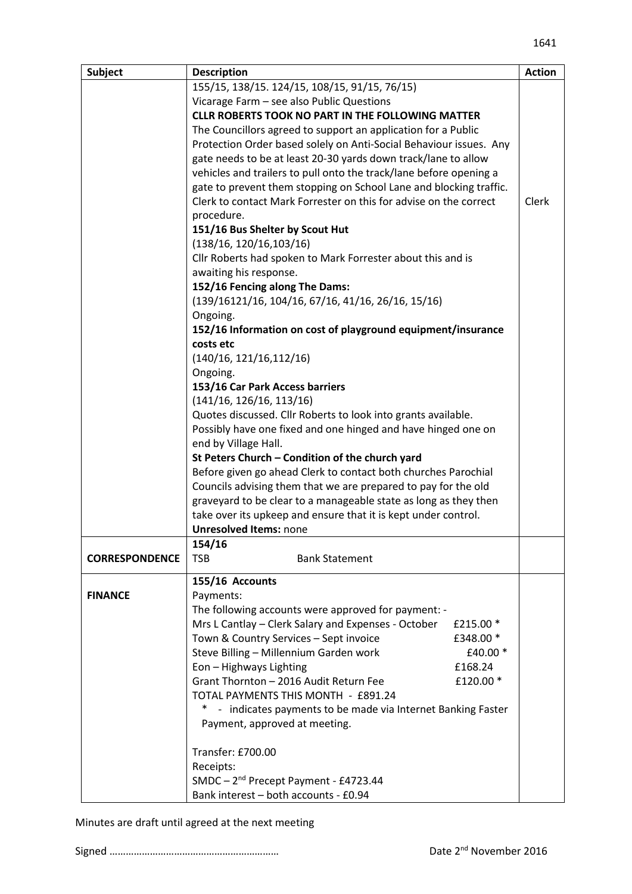| Subject | Description | Action |
|---|---|---|
| | 155/15, 138/15. 124/15, 108/15, 91/15, 76/15)<br>Vicarage Farm – see also Public Questions<br>**CLLR ROBERTS TOOK NO PART IN THE FOLLOWING MATTER**<br>The Councillors agreed to support an application for a Public Protection Order based solely on Anti-Social Behaviour issues. Any gate needs to be at least 20-30 yards down track/lane to allow vehicles and trailers to pull onto the track/lane before opening a gate to prevent them stopping on School Lane and blocking traffic. Clerk to contact Mark Forrester on this for advise on the correct procedure.<br>**151/16 Bus Shelter by Scout Hut**<br>(138/16, 120/16,103/16)<br>Cllr Roberts had spoken to Mark Forrester about this and is awaiting his response.<br>**152/16 Fencing along The Dams:**<br>(139/16121/16, 104/16, 67/16, 41/16, 26/16, 15/16)<br>Ongoing.<br>**152/16 Information on cost of playground equipment/insurance costs etc**<br>(140/16, 121/16,112/16)<br>Ongoing.<br>**153/16 Car Park Access barriers**<br>(141/16, 126/16, 113/16)<br>Quotes discussed. Cllr Roberts to look into grants available. Possibly have one fixed and one hinged and have hinged one on end by Village Hall.<br>**St Peters Church – Condition of the church yard**<br>Before given go ahead Clerk to contact both churches Parochial Councils advising them that we are prepared to pay for the old graveyard to be clear to a manageable state as long as they then take over its upkeep and ensure that it is kept under control.<br>**Unresolved Items:** none | Clerk |
| **CORRESPONDENCE** | **154/16**<br>TSB Bank Statement | |
| **FINANCE** | **155/16 Accounts**<br>Payments:<br>The following accounts were approved for payment: -<br>Mrs L Cantlay – Clerk Salary and Expenses - October £215.00 *<br>Town & Country Services – Sept invoice £348.00 *<br>Steve Billing – Millennium Garden work £40.00 *<br>Eon – Highways Lighting £168.24<br>Grant Thornton – 2016 Audit Return Fee £120.00 *<br>TOTAL PAYMENTS THIS MONTH - £891.24<br>* - indicates payments to be made via Internet Banking Faster Payment, approved at meeting.<br><br>Transfer: £700.00<br>Receipts:<br>SMDC – 2nd Precept Payment - £4723.44<br>Bank interest – both accounts - £0.94 | |

Minutes are draft until agreed at the next meeting

Signed …………………………………………………… Date 2nd November 2016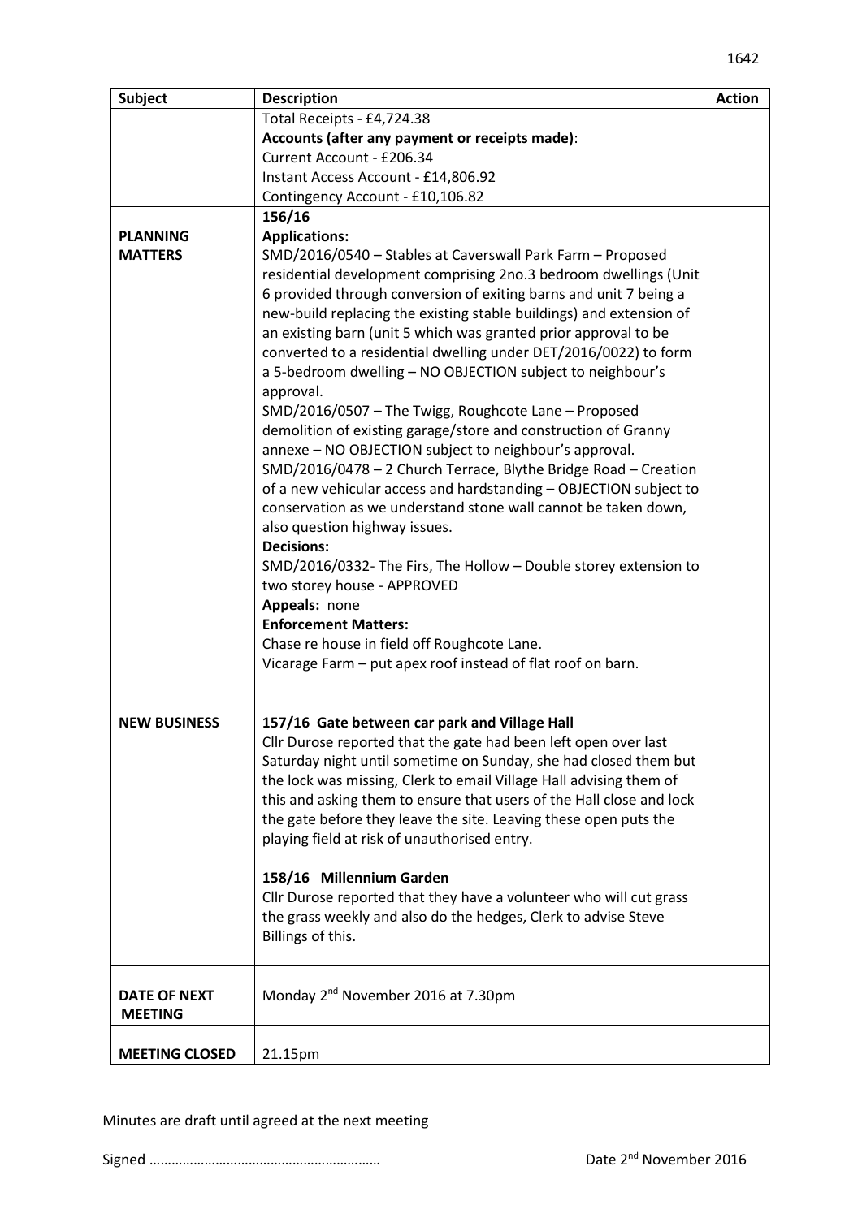| Subject | Description | Action |
|---|---|---|
| | Total Receipts - £4,724.38<br>**Accounts (after any payment or receipts made)**:<br>Current Account - £206.34<br>Instant Access Account - £14,806.92<br>Contingency Account - £10,106.82 | |
| **PLANNING MATTERS** | **156/16**<br>**Applications:**<br>SMD/2016/0540 – Stables at Caverswall Park Farm – Proposed residential development comprising 2no.3 bedroom dwellings (Unit 6 provided through conversion of exiting barns and unit 7 being a new-build replacing the existing stable buildings) and extension of an existing barn (unit 5 which was granted prior approval to be converted to a residential dwelling under DET/2016/0022) to form a 5-bedroom dwelling – NO OBJECTION subject to neighbour's approval.<br>SMD/2016/0507 – The Twigg, Roughcote Lane – Proposed demolition of existing garage/store and construction of Granny annexe – NO OBJECTION subject to neighbour's approval.<br>SMD/2016/0478 – 2 Church Terrace, Blythe Bridge Road – Creation of a new vehicular access and hardstanding – OBJECTION subject to conservation as we understand stone wall cannot be taken down, also question highway issues.<br>**Decisions:**<br>SMD/2016/0332- The Firs, The Hollow – Double storey extension to two storey house - APPROVED<br>**Appeals:** none<br>**Enforcement Matters:**<br>Chase re house in field off Roughcote Lane.<br>Vicarage Farm – put apex roof instead of flat roof on barn. | |
| **NEW BUSINESS** | **157/16 Gate between car park and Village Hall**<br>Cllr Durose reported that the gate had been left open over last Saturday night until sometime on Sunday, she had closed them but the lock was missing, Clerk to email Village Hall advising them of this and asking them to ensure that users of the Hall close and lock the gate before they leave the site. Leaving these open puts the playing field at risk of unauthorised entry.<br><br>**158/16 Millennium Garden**<br>Cllr Durose reported that they have a volunteer who will cut grass the grass weekly and also do the hedges, Clerk to advise Steve Billings of this. | |
| **DATE OF NEXT MEETING** | Monday 2nd November 2016 at 7.30pm | |
| **MEETING CLOSED** | 21.15pm | |

Minutes are draft until agreed at the next meeting

Signed ……………………………………………………… Date 2nd November 2016